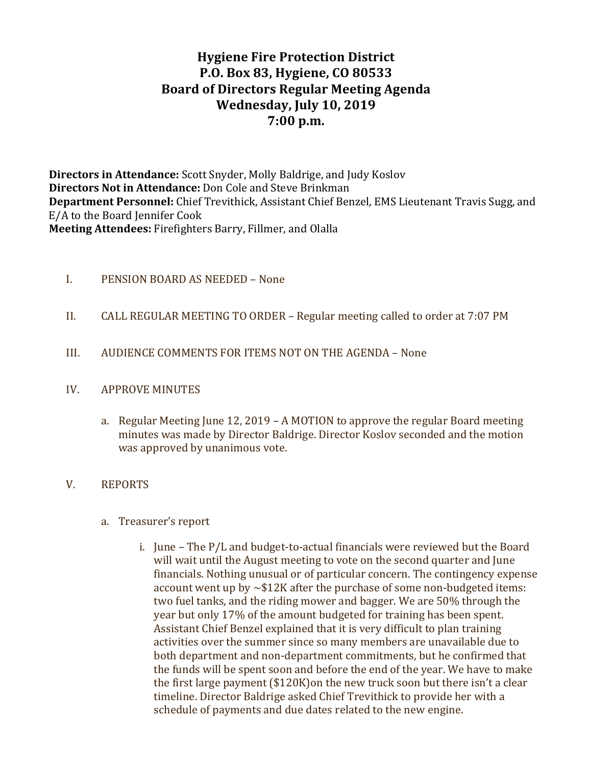# Hygiene Fire Protection District
## P.O. Box 83, Hygiene, CO 80533
## Board of Directors Regular Meeting Agenda
## Wednesday, July 10, 2019
## 7:00 p.m.

**Directors in Attendance:** Scott Snyder, Molly Baldrige, and Judy Koslov
**Directors Not in Attendance:** Don Cole and Steve Brinkman
**Department Personnel:** Chief Trevithick, Assistant Chief Benzel, EMS Lieutenant Travis Sugg, and E/A to the Board Jennifer Cook
**Meeting Attendees:** Firefighters Barry, Fillmer, and Olalla

I. PENSION BOARD AS NEEDED – None

II. CALL REGULAR MEETING TO ORDER – Regular meeting called to order at 7:07 PM

III. AUDIENCE COMMENTS FOR ITEMS NOT ON THE AGENDA – None

IV. APPROVE MINUTES

   a. Regular Meeting June 12, 2019 – A MOTION to approve the regular Board meeting minutes was made by Director Baldrige. Director Koslov seconded and the motion was approved by unanimous vote.

V. REPORTS

   a. Treasurer's report

      i. June – The P/L and budget-to-actual financials were reviewed but the Board will wait until the August meeting to vote on the second quarter and June financials. Nothing unusual or of particular concern. The contingency expense account went up by ~$12K after the purchase of some non-budgeted items: two fuel tanks, and the riding mower and bagger. We are 50% through the year but only 17% of the amount budgeted for training has been spent. Assistant Chief Benzel explained that it is very difficult to plan training activities over the summer since so many members are unavailable due to both department and non-department commitments, but he confirmed that the funds will be spent soon and before the end of the year. We have to make the first large payment ($120K)on the new truck soon but there isn't a clear timeline. Director Baldrige asked Chief Trevithick to provide her with a schedule of payments and due dates related to the new engine.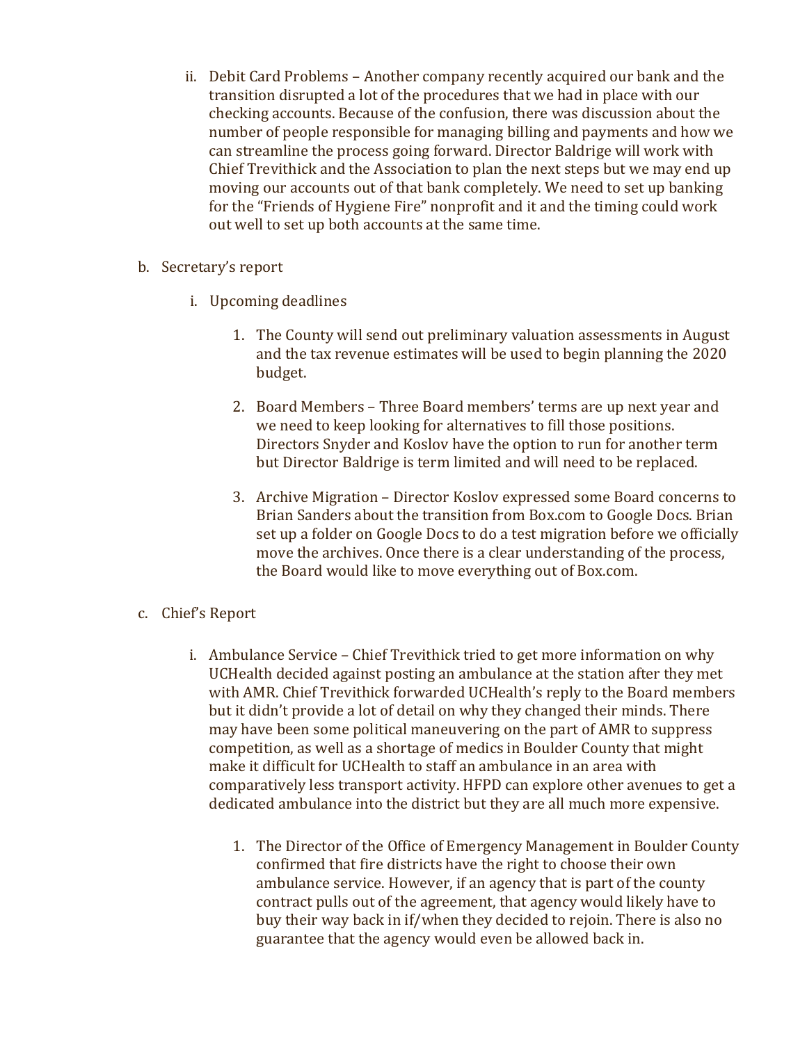ii. Debit Card Problems – Another company recently acquired our bank and the transition disrupted a lot of the procedures that we had in place with our checking accounts. Because of the confusion, there was discussion about the number of people responsible for managing billing and payments and how we can streamline the process going forward. Director Baldrige will work with Chief Trevithick and the Association to plan the next steps but we may end up moving our accounts out of that bank completely. We need to set up banking for the "Friends of Hygiene Fire" nonprofit and it and the timing could work out well to set up both accounts at the same time.

b. Secretary's report

   i. Upcoming deadlines

      1. The County will send out preliminary valuation assessments in August and the tax revenue estimates will be used to begin planning the 2020 budget.

      2. Board Members – Three Board members' terms are up next year and we need to keep looking for alternatives to fill those positions. Directors Snyder and Koslov have the option to run for another term but Director Baldrige is term limited and will need to be replaced.

      3. Archive Migration – Director Koslov expressed some Board concerns to Brian Sanders about the transition from Box.com to Google Docs. Brian set up a folder on Google Docs to do a test migration before we officially move the archives. Once there is a clear understanding of the process, the Board would like to move everything out of Box.com.

c. Chief's Report

   i. Ambulance Service – Chief Trevithick tried to get more information on why UCHealth decided against posting an ambulance at the station after they met with AMR. Chief Trevithick forwarded UCHealth's reply to the Board members but it didn't provide a lot of detail on why they changed their minds. There may have been some political maneuvering on the part of AMR to suppress competition, as well as a shortage of medics in Boulder County that might make it difficult for UCHealth to staff an ambulance in an area with comparatively less transport activity. HFPD can explore other avenues to get a dedicated ambulance into the district but they are all much more expensive.

      1. The Director of the Office of Emergency Management in Boulder County confirmed that fire districts have the right to choose their own ambulance service. However, if an agency that is part of the county contract pulls out of the agreement, that agency would likely have to buy their way back in if/when they decided to rejoin. There is also no guarantee that the agency would even be allowed back in.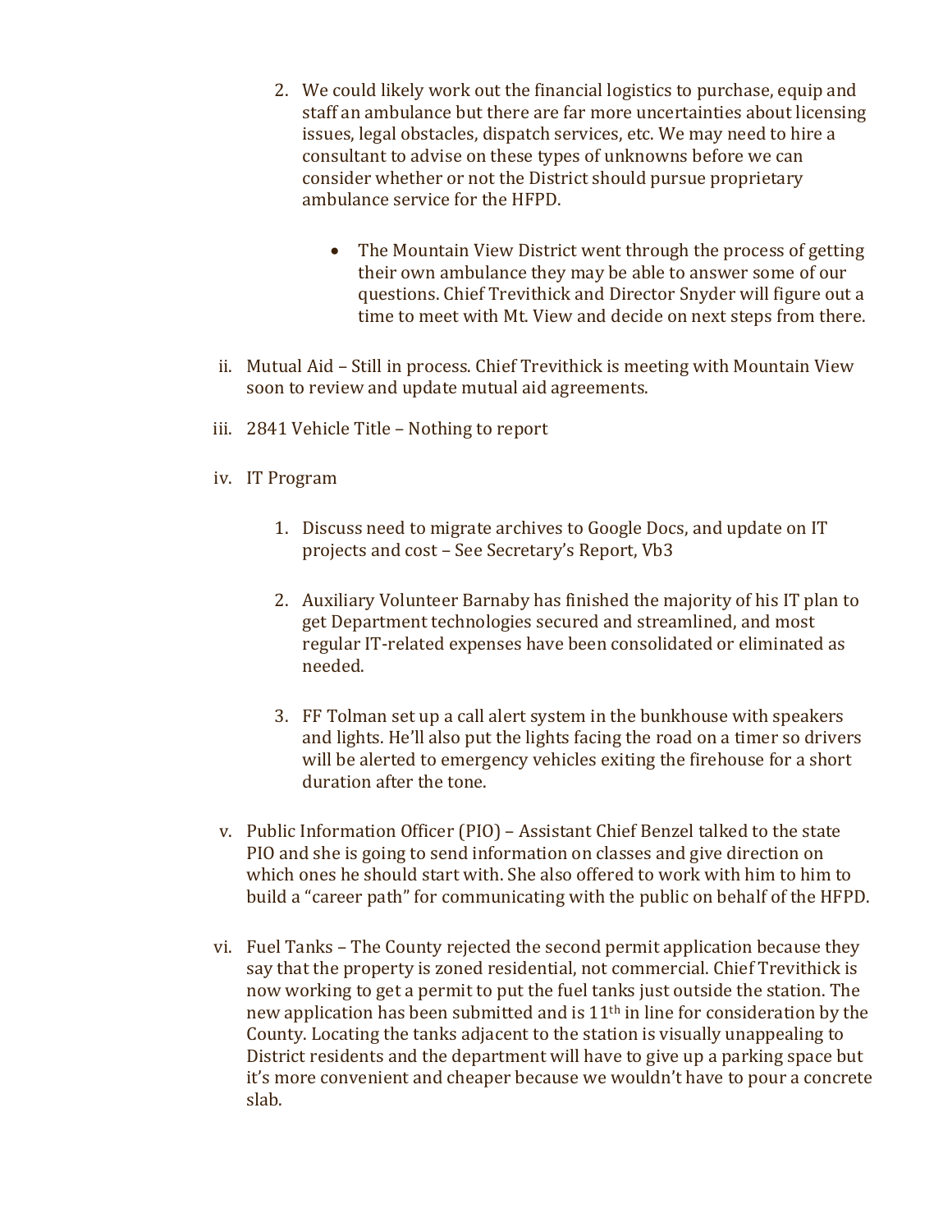2. We could likely work out the financial logistics to purchase, equip and staff an ambulance but there are far more uncertainties about licensing issues, legal obstacles, dispatch services, etc. We may need to hire a consultant to advise on these types of unknowns before we can consider whether or not the District should pursue proprietary ambulance service for the HFPD.

    - The Mountain View District went through the process of getting their own ambulance they may be able to answer some of our questions. Chief Trevithick and Director Snyder will figure out a time to meet with Mt. View and decide on next steps from there.

ii. Mutual Aid – Still in process. Chief Trevithick is meeting with Mountain View soon to review and update mutual aid agreements.

iii. 2841 Vehicle Title – Nothing to report

iv. IT Program

1. Discuss need to migrate archives to Google Docs, and update on IT projects and cost – See Secretary's Report, Vb3

2. Auxiliary Volunteer Barnaby has finished the majority of his IT plan to get Department technologies secured and streamlined, and most regular IT-related expenses have been consolidated or eliminated as needed.

3. FF Tolman set up a call alert system in the bunkhouse with speakers and lights. He'll also put the lights facing the road on a timer so drivers will be alerted to emergency vehicles exiting the firehouse for a short duration after the tone.

v. Public Information Officer (PIO) – Assistant Chief Benzel talked to the state PIO and she is going to send information on classes and give direction on which ones he should start with. She also offered to work with him to him to build a "career path" for communicating with the public on behalf of the HFPD.

vi. Fuel Tanks – The County rejected the second permit application because they say that the property is zoned residential, not commercial. Chief Trevithick is now working to get a permit to put the fuel tanks just outside the station. The new application has been submitted and is 11th in line for consideration by the County. Locating the tanks adjacent to the station is visually unappealing to District residents and the department will have to give up a parking space but it's more convenient and cheaper because we wouldn't have to pour a concrete slab.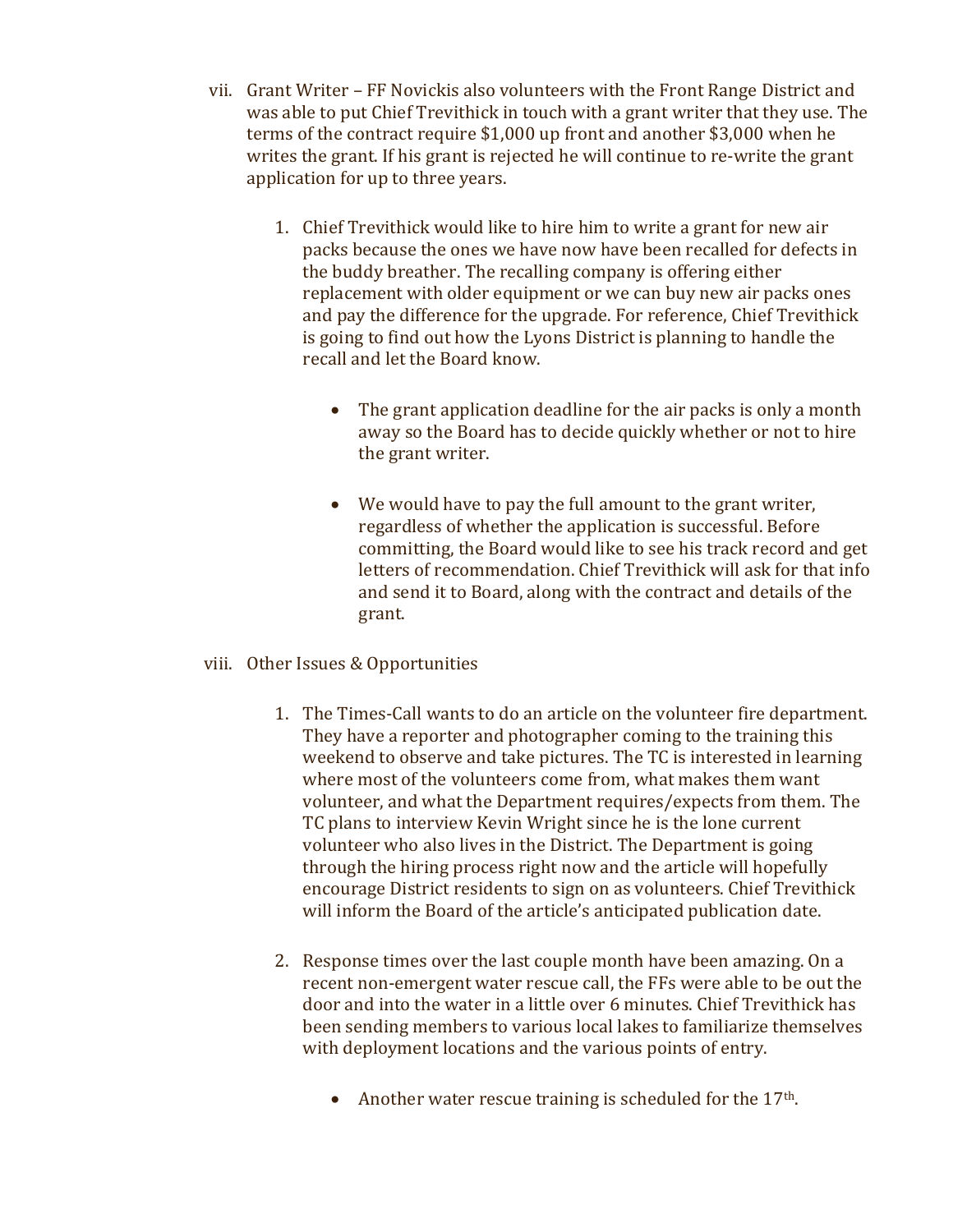vii. Grant Writer – FF Novickis also volunteers with the Front Range District and was able to put Chief Trevithick in touch with a grant writer that they use. The terms of the contract require $1,000 up front and another $3,000 when he writes the grant. If his grant is rejected he will continue to re-write the grant application for up to three years.

   1. Chief Trevithick would like to hire him to write a grant for new air packs because the ones we have now have been recalled for defects in the buddy breather. The recalling company is offering either replacement with older equipment or we can buy new air packs ones and pay the difference for the upgrade. For reference, Chief Trevithick is going to find out how the Lyons District is planning to handle the recall and let the Board know.

      - The grant application deadline for the air packs is only a month away so the Board has to decide quickly whether or not to hire the grant writer.

      - We would have to pay the full amount to the grant writer, regardless of whether the application is successful. Before committing, the Board would like to see his track record and get letters of recommendation. Chief Trevithick will ask for that info and send it to Board, along with the contract and details of the grant.

viii. Other Issues & Opportunities

   1. The Times-Call wants to do an article on the volunteer fire department. They have a reporter and photographer coming to the training this weekend to observe and take pictures. The TC is interested in learning where most of the volunteers come from, what makes them want volunteer, and what the Department requires/expects from them. The TC plans to interview Kevin Wright since he is the lone current volunteer who also lives in the District. The Department is going through the hiring process right now and the article will hopefully encourage District residents to sign on as volunteers. Chief Trevithick will inform the Board of the article's anticipated publication date.

   2. Response times over the last couple month have been amazing. On a recent non-emergent water rescue call, the FFs were able to be out the door and into the water in a little over 6 minutes. Chief Trevithick has been sending members to various local lakes to familiarize themselves with deployment locations and the various points of entry.

      - Another water rescue training is scheduled for the 17th.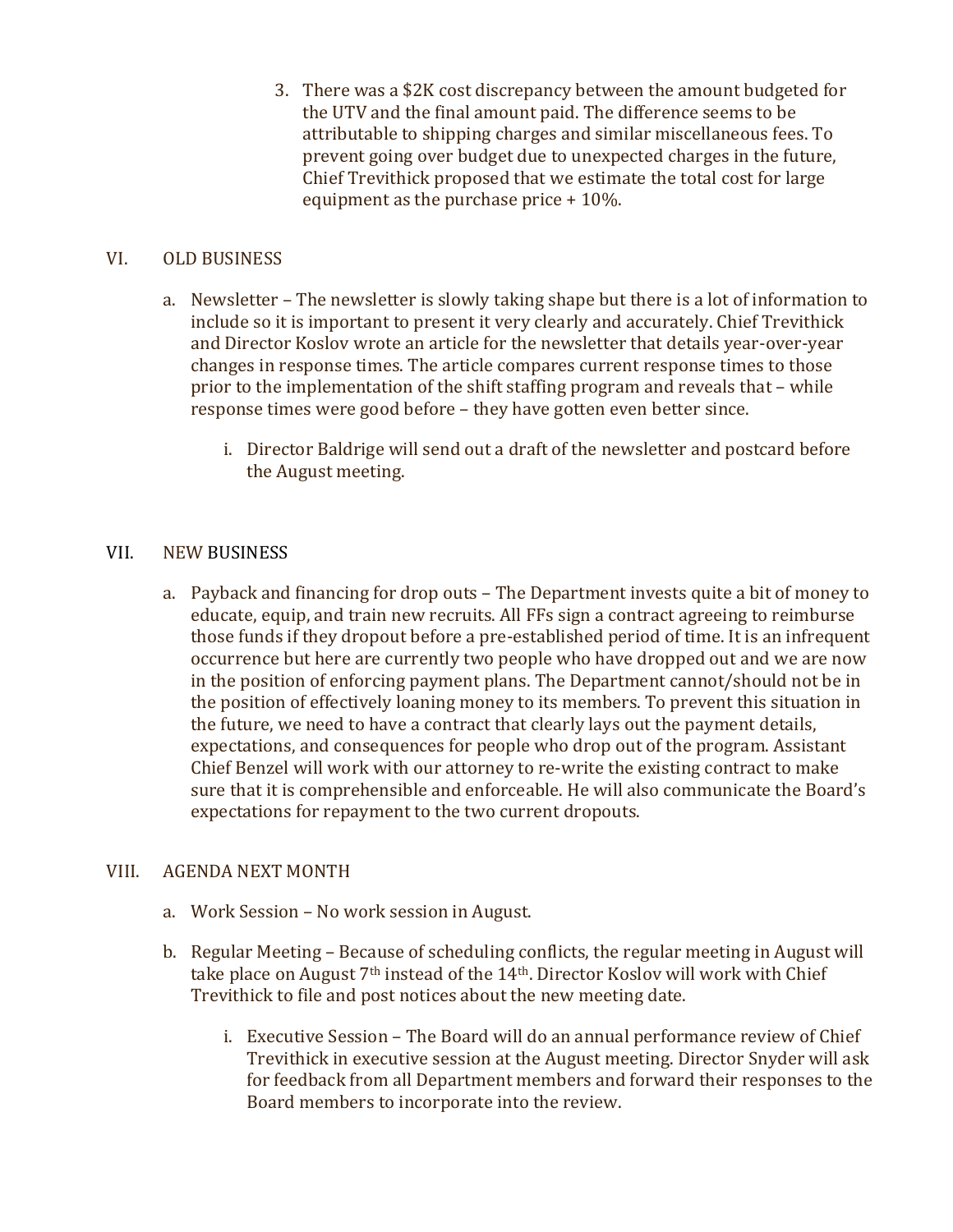3. There was a $2K cost discrepancy between the amount budgeted for the UTV and the final amount paid. The difference seems to be attributable to shipping charges and similar miscellaneous fees. To prevent going over budget due to unexpected charges in the future, Chief Trevithick proposed that we estimate the total cost for large equipment as the purchase price + 10%.

VI. OLD BUSINESS

a. Newsletter – The newsletter is slowly taking shape but there is a lot of information to include so it is important to present it very clearly and accurately. Chief Trevithick and Director Koslov wrote an article for the newsletter that details year-over-year changes in response times. The article compares current response times to those prior to the implementation of the shift staffing program and reveals that – while response times were good before – they have gotten even better since.

    i. Director Baldrige will send out a draft of the newsletter and postcard before the August meeting.

VII. NEW BUSINESS

a. Payback and financing for drop outs – The Department invests quite a bit of money to educate, equip, and train new recruits. All FFs sign a contract agreeing to reimburse those funds if they dropout before a pre-established period of time. It is an infrequent occurrence but here are currently two people who have dropped out and we are now in the position of enforcing payment plans. The Department cannot/should not be in the position of effectively loaning money to its members. To prevent this situation in the future, we need to have a contract that clearly lays out the payment details, expectations, and consequences for people who drop out of the program. Assistant Chief Benzel will work with our attorney to re-write the existing contract to make sure that it is comprehensible and enforceable. He will also communicate the Board's expectations for repayment to the two current dropouts.

VIII. AGENDA NEXT MONTH

a. Work Session – No work session in August.

b. Regular Meeting – Because of scheduling conflicts, the regular meeting in August will take place on August 7th instead of the 14th. Director Koslov will work with Chief Trevithick to file and post notices about the new meeting date.

    i. Executive Session – The Board will do an annual performance review of Chief Trevithick in executive session at the August meeting. Director Snyder will ask for feedback from all Department members and forward their responses to the Board members to incorporate into the review.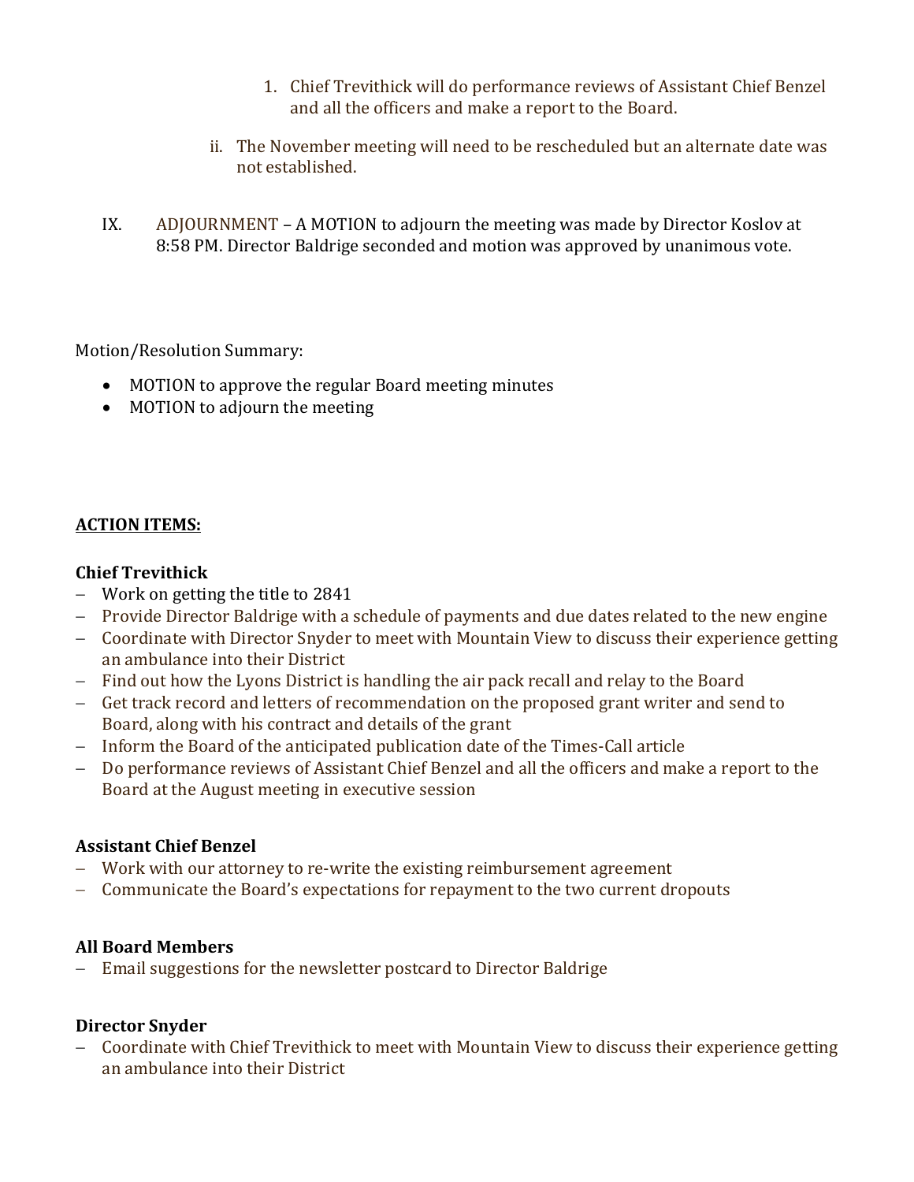1. Chief Trevithick will do performance reviews of Assistant Chief Benzel and all the officers and make a report to the Board.

ii. The November meeting will need to be rescheduled but an alternate date was not established.

IX. ADJOURNMENT – A MOTION to adjourn the meeting was made by Director Koslov at 8:58 PM. Director Baldrige seconded and motion was approved by unanimous vote.

Motion/Resolution Summary:

- MOTION to approve the regular Board meeting minutes
- MOTION to adjourn the meeting

**ACTION ITEMS:**

**Chief Trevithick**

- Work on getting the title to 2841
- Provide Director Baldrige with a schedule of payments and due dates related to the new engine
- Coordinate with Director Snyder to meet with Mountain View to discuss their experience getting an ambulance into their District
- Find out how the Lyons District is handling the air pack recall and relay to the Board
- Get track record and letters of recommendation on the proposed grant writer and send to Board, along with his contract and details of the grant
- Inform the Board of the anticipated publication date of the Times-Call article
- Do performance reviews of Assistant Chief Benzel and all the officers and make a report to the Board at the August meeting in executive session

**Assistant Chief Benzel**

- Work with our attorney to re-write the existing reimbursement agreement
- Communicate the Board's expectations for repayment to the two current dropouts

**All Board Members**

- Email suggestions for the newsletter postcard to Director Baldrige

**Director Snyder**

- Coordinate with Chief Trevithick to meet with Mountain View to discuss their experience getting an ambulance into their District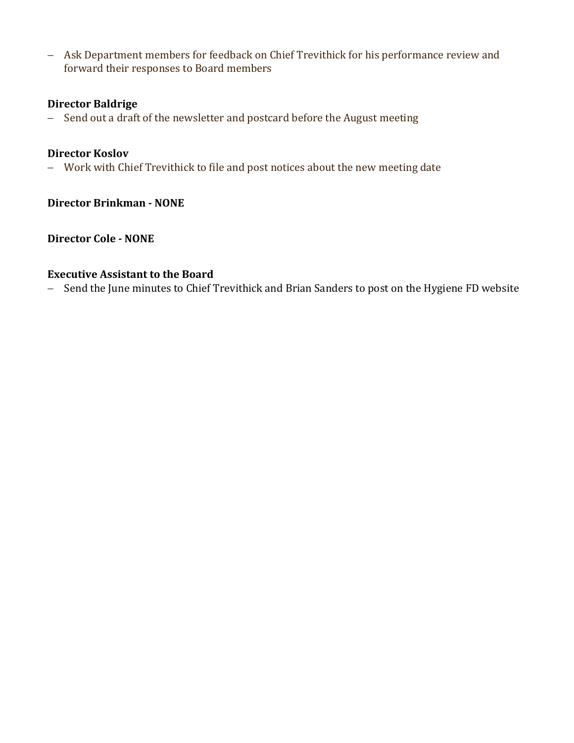- Ask Department members for feedback on Chief Trevithick for his performance review and forward their responses to Board members

**Director Baldrige**
- Send out a draft of the newsletter and postcard before the August meeting

**Director Koslov**
- Work with Chief Trevithick to file and post notices about the new meeting date

**Director Brinkman - NONE**

**Director Cole - NONE**

**Executive Assistant to the Board**
- Send the June minutes to Chief Trevithick and Brian Sanders to post on the Hygiene FD website